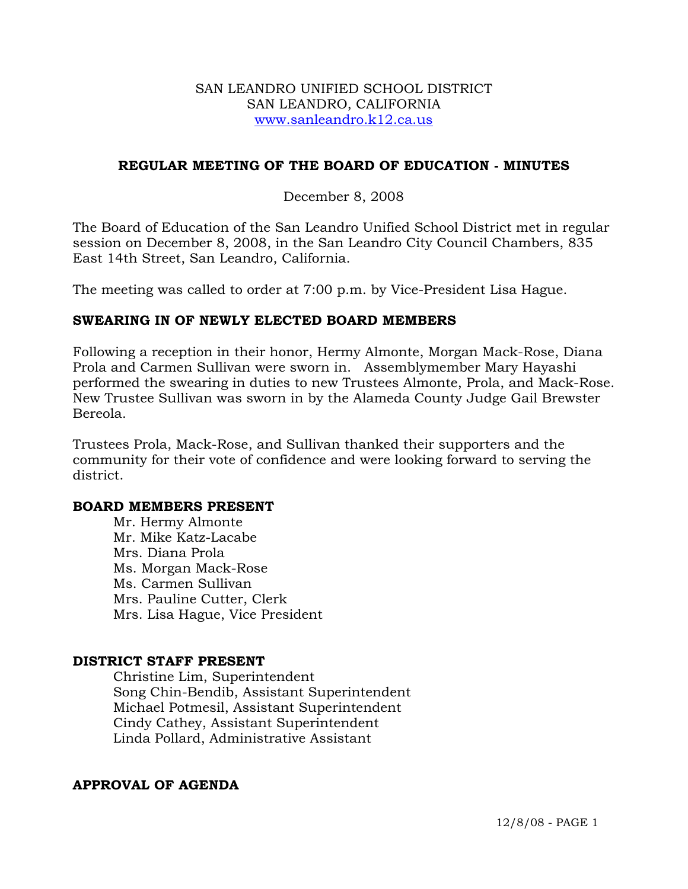SAN LEANDRO UNIFIED SCHOOL DISTRICT
SAN LEANDRO, CALIFORNIA
www.sanleandro.k12.ca.us

## REGULAR MEETING OF THE BOARD OF EDUCATION - MINUTES

December 8, 2008

The Board of Education of the San Leandro Unified School District met in regular session on December 8, 2008, in the San Leandro City Council Chambers, 835 East 14th Street, San Leandro, California.

The meeting was called to order at 7:00 p.m. by Vice-President Lisa Hague.

### SWEARING IN OF NEWLY ELECTED BOARD MEMBERS

Following a reception in their honor, Hermy Almonte, Morgan Mack-Rose, Diana Prola and Carmen Sullivan were sworn in. Assemblymember Mary Hayashi performed the swearing in duties to new Trustees Almonte, Prola, and Mack-Rose. New Trustee Sullivan was sworn in by the Alameda County Judge Gail Brewster Bereola.

Trustees Prola, Mack-Rose, and Sullivan thanked their supporters and the community for their vote of confidence and were looking forward to serving the district.

### BOARD MEMBERS PRESENT

Mr. Hermy Almonte
Mr. Mike Katz-Lacabe
Mrs. Diana Prola
Ms. Morgan Mack-Rose
Ms. Carmen Sullivan
Mrs. Pauline Cutter, Clerk
Mrs. Lisa Hague, Vice President

### DISTRICT STAFF PRESENT

Christine Lim, Superintendent
Song Chin-Bendib, Assistant Superintendent
Michael Potmesil, Assistant Superintendent
Cindy Cathey, Assistant Superintendent
Linda Pollard, Administrative Assistant

### APPROVAL OF AGENDA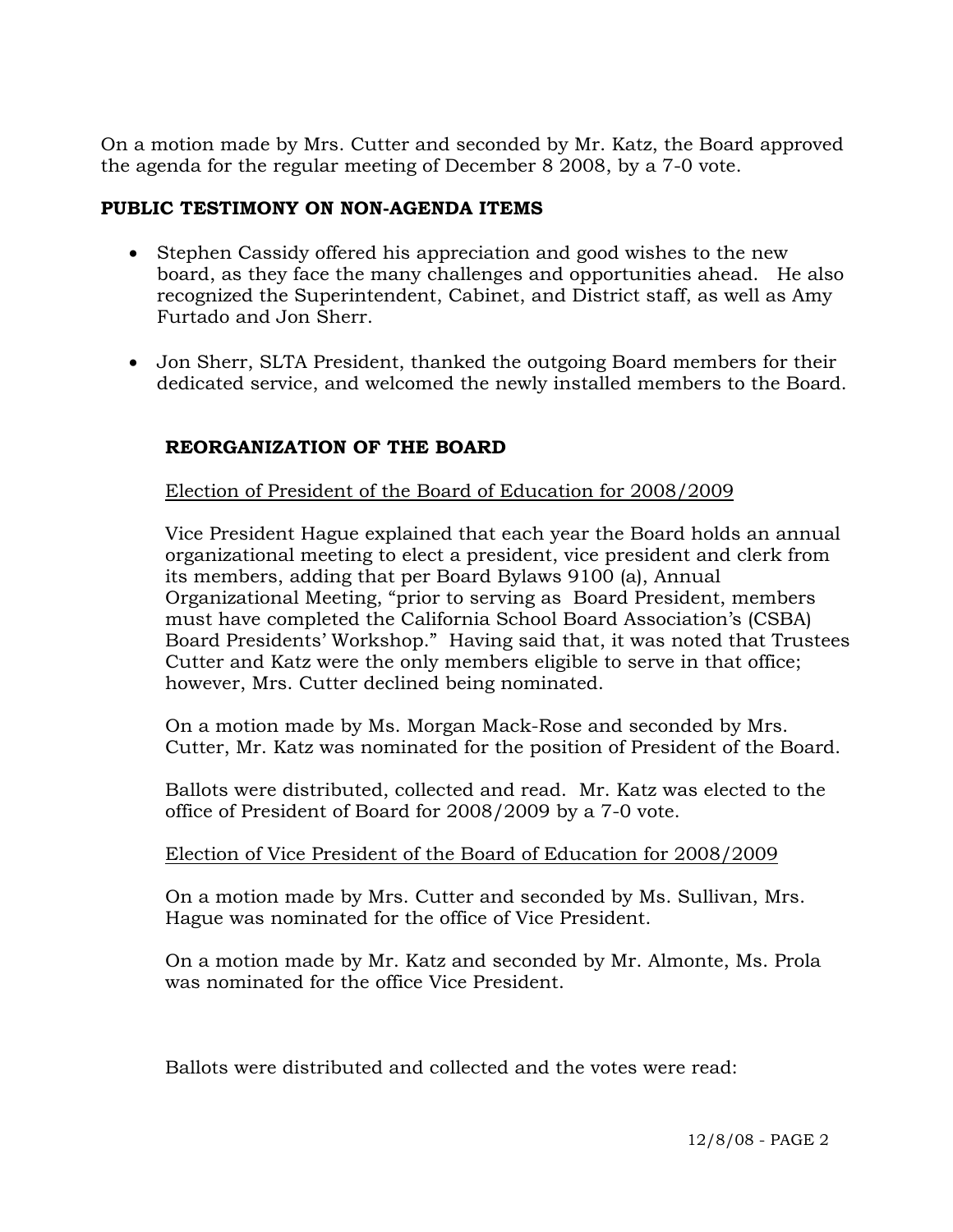On a motion made by Mrs. Cutter and seconded by Mr. Katz, the Board approved the agenda for the regular meeting of December 8 2008, by a 7-0 vote.

**PUBLIC TESTIMONY ON NON-AGENDA ITEMS**

- Stephen Cassidy offered his appreciation and good wishes to the new board, as they face the many challenges and opportunities ahead. He also recognized the Superintendent, Cabinet, and District staff, as well as Amy Furtado and Jon Sherr.
- Jon Sherr, SLTA President, thanked the outgoing Board members for their dedicated service, and welcomed the newly installed members to the Board.

**REORGANIZATION OF THE BOARD**

Election of President of the Board of Education for 2008/2009

Vice President Hague explained that each year the Board holds an annual organizational meeting to elect a president, vice president and clerk from its members, adding that per Board Bylaws 9100 (a), Annual Organizational Meeting, "prior to serving as Board President, members must have completed the California School Board Association's (CSBA) Board Presidents' Workshop." Having said that, it was noted that Trustees Cutter and Katz were the only members eligible to serve in that office; however, Mrs. Cutter declined being nominated.

On a motion made by Ms. Morgan Mack-Rose and seconded by Mrs. Cutter, Mr. Katz was nominated for the position of President of the Board.

Ballots were distributed, collected and read. Mr. Katz was elected to the office of President of Board for 2008/2009 by a 7-0 vote.

Election of Vice President of the Board of Education for 2008/2009

On a motion made by Mrs. Cutter and seconded by Ms. Sullivan, Mrs. Hague was nominated for the office of Vice President.

On a motion made by Mr. Katz and seconded by Mr. Almonte, Ms. Prola was nominated for the office Vice President.

Ballots were distributed and collected and the votes were read: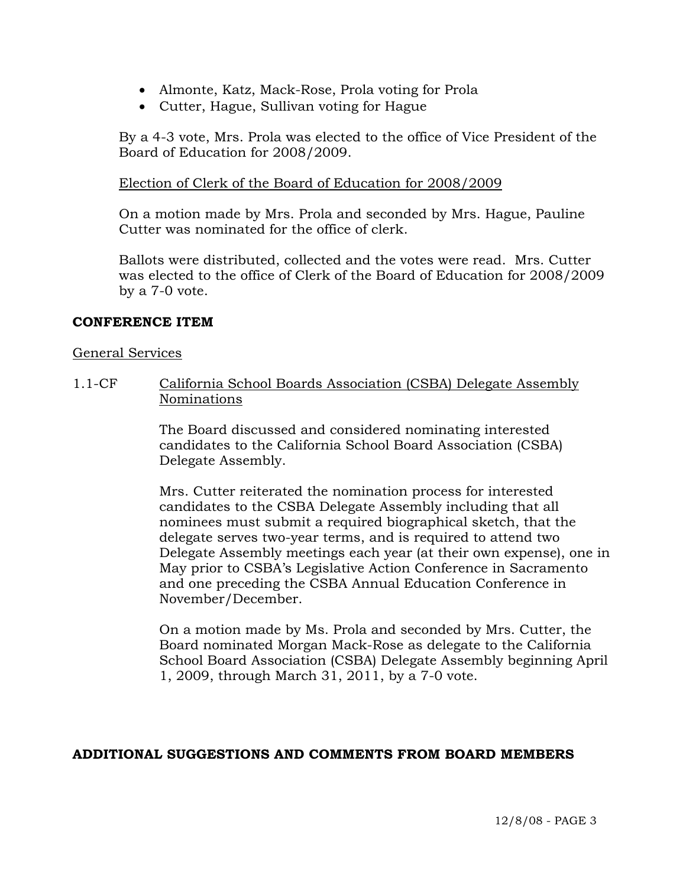- Almonte, Katz, Mack-Rose, Prola voting for Prola
- Cutter, Hague, Sullivan voting for Hague

By a 4-3 vote, Mrs. Prola was elected to the office of Vice President of the Board of Education for 2008/2009.

Election of Clerk of the Board of Education for 2008/2009

On a motion made by Mrs. Prola and seconded by Mrs. Hague, Pauline Cutter was nominated for the office of clerk.

Ballots were distributed, collected and the votes were read. Mrs. Cutter was elected to the office of Clerk of the Board of Education for 2008/2009 by a 7-0 vote.

**CONFERENCE ITEM**

General Services

1.1-CF California School Boards Association (CSBA) Delegate Assembly Nominations

The Board discussed and considered nominating interested candidates to the California School Board Association (CSBA) Delegate Assembly.

Mrs. Cutter reiterated the nomination process for interested candidates to the CSBA Delegate Assembly including that all nominees must submit a required biographical sketch, that the delegate serves two-year terms, and is required to attend two Delegate Assembly meetings each year (at their own expense), one in May prior to CSBA's Legislative Action Conference in Sacramento and one preceding the CSBA Annual Education Conference in November/December.

On a motion made by Ms. Prola and seconded by Mrs. Cutter, the Board nominated Morgan Mack-Rose as delegate to the California School Board Association (CSBA) Delegate Assembly beginning April 1, 2009, through March 31, 2011, by a 7-0 vote.

**ADDITIONAL SUGGESTIONS AND COMMENTS FROM BOARD MEMBERS**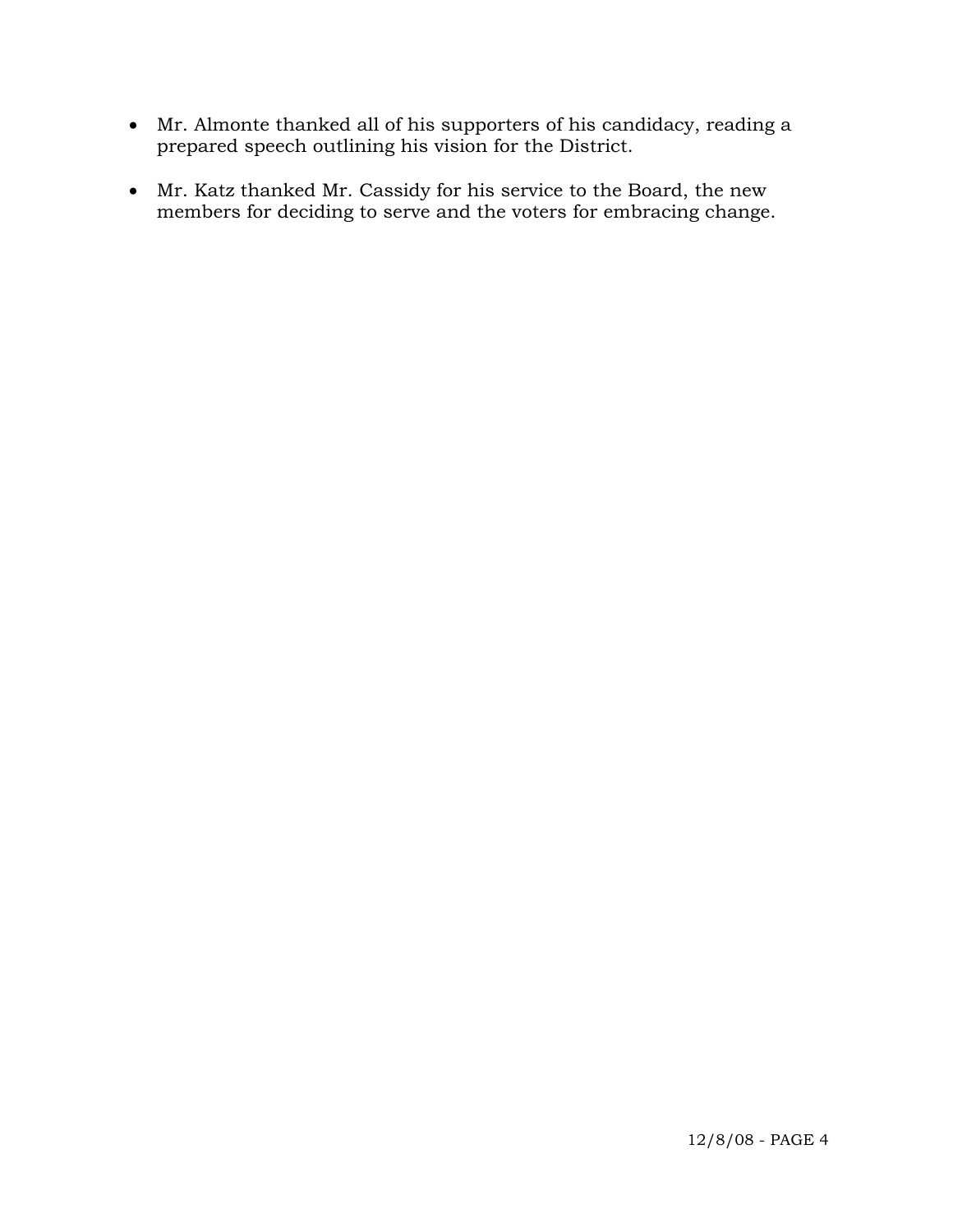- Mr. Almonte thanked all of his supporters of his candidacy, reading a prepared speech outlining his vision for the District.

- Mr. Katz thanked Mr. Cassidy for his service to the Board, the new members for deciding to serve and the voters for embracing change.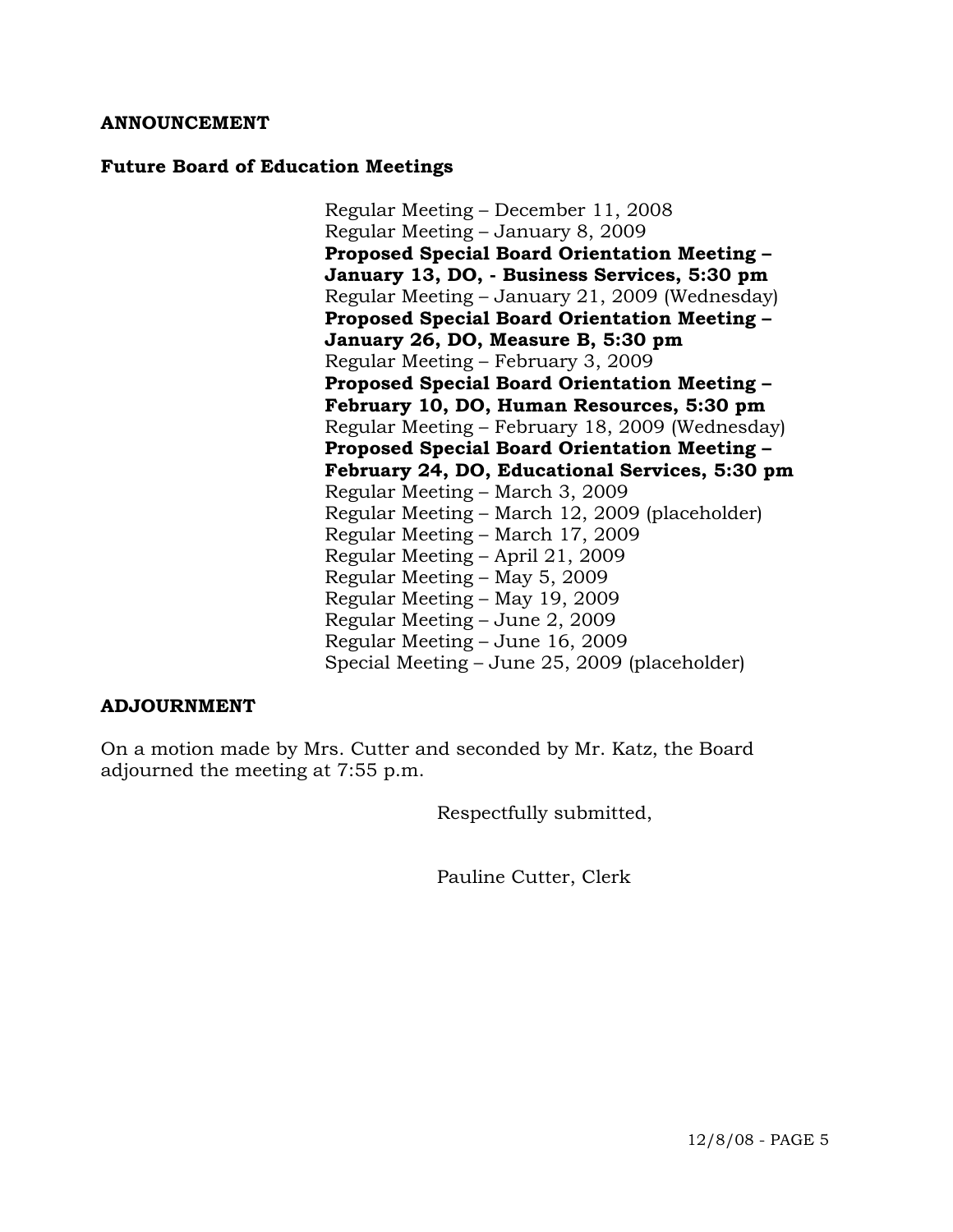**ANNOUNCEMENT**

**Future Board of Education Meetings**

Regular Meeting – December 11, 2008
Regular Meeting – January 8, 2009
**Proposed Special Board Orientation Meeting – January 13, DO, - Business Services, 5:30 pm**
Regular Meeting – January 21, 2009 (Wednesday)
**Proposed Special Board Orientation Meeting – January 26, DO, Measure B, 5:30 pm**
Regular Meeting – February 3, 2009
**Proposed Special Board Orientation Meeting – February 10, DO, Human Resources, 5:30 pm**
Regular Meeting – February 18, 2009 (Wednesday)
**Proposed Special Board Orientation Meeting – February 24, DO, Educational Services, 5:30 pm**
Regular Meeting – March 3, 2009
Regular Meeting – March 12, 2009 (placeholder)
Regular Meeting – March 17, 2009
Regular Meeting – April 21, 2009
Regular Meeting – May 5, 2009
Regular Meeting – May 19, 2009
Regular Meeting – June 2, 2009
Regular Meeting – June 16, 2009
Special Meeting – June 25, 2009 (placeholder)

**ADJOURNMENT**

On a motion made by Mrs. Cutter and seconded by Mr. Katz, the Board adjourned the meeting at 7:55 p.m.

Respectfully submitted,

Pauline Cutter, Clerk